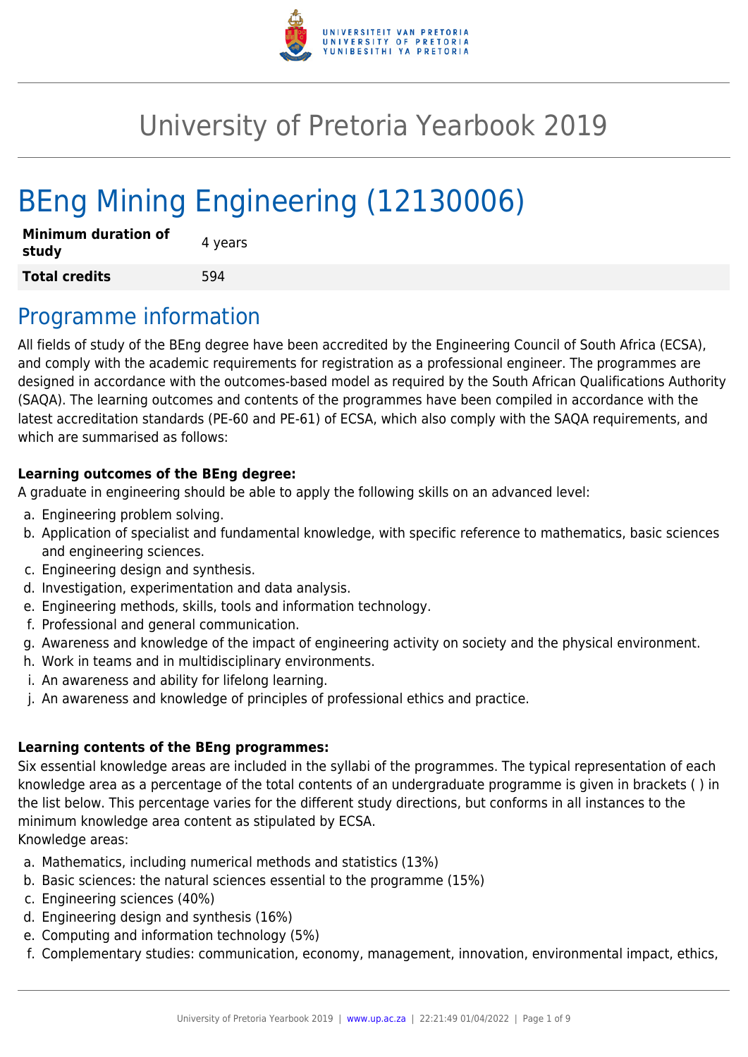# University of Pretoria Yearbook 2019

# BEng Mining Engineering (12130006)

| **Minimum duration of study** | 4 years |
|---|---|
| **Total credits** | 594 |

## Programme information

All fields of study of the BEng degree have been accredited by the Engineering Council of South Africa (ECSA), and comply with the academic requirements for registration as a professional engineer. The programmes are designed in accordance with the outcomes-based model as required by the South African Qualifications Authority (SAQA). The learning outcomes and contents of the programmes have been compiled in accordance with the latest accreditation standards (PE-60 and PE-61) of ECSA, which also comply with the SAQA requirements, and which are summarised as follows:

**Learning outcomes of the BEng degree:**
A graduate in engineering should be able to apply the following skills on an advanced level:

a. Engineering problem solving.
b. Application of specialist and fundamental knowledge, with specific reference to mathematics, basic sciences and engineering sciences.
c. Engineering design and synthesis.
d. Investigation, experimentation and data analysis.
e. Engineering methods, skills, tools and information technology.
f. Professional and general communication.
g. Awareness and knowledge of the impact of engineering activity on society and the physical environment.
h. Work in teams and in multidisciplinary environments.
i. An awareness and ability for lifelong learning.
j. An awareness and knowledge of principles of professional ethics and practice.

**Learning contents of the BEng programmes:**
Six essential knowledge areas are included in the syllabi of the programmes. The typical representation of each knowledge area as a percentage of the total contents of an undergraduate programme is given in brackets ( ) in the list below. This percentage varies for the different study directions, but conforms in all instances to the minimum knowledge area content as stipulated by ECSA.
Knowledge areas:

a. Mathematics, including numerical methods and statistics (13%)
b. Basic sciences: the natural sciences essential to the programme (15%)
c. Engineering sciences (40%)
d. Engineering design and synthesis (16%)
e. Computing and information technology (5%)
f. Complementary studies: communication, economy, management, innovation, environmental impact, ethics,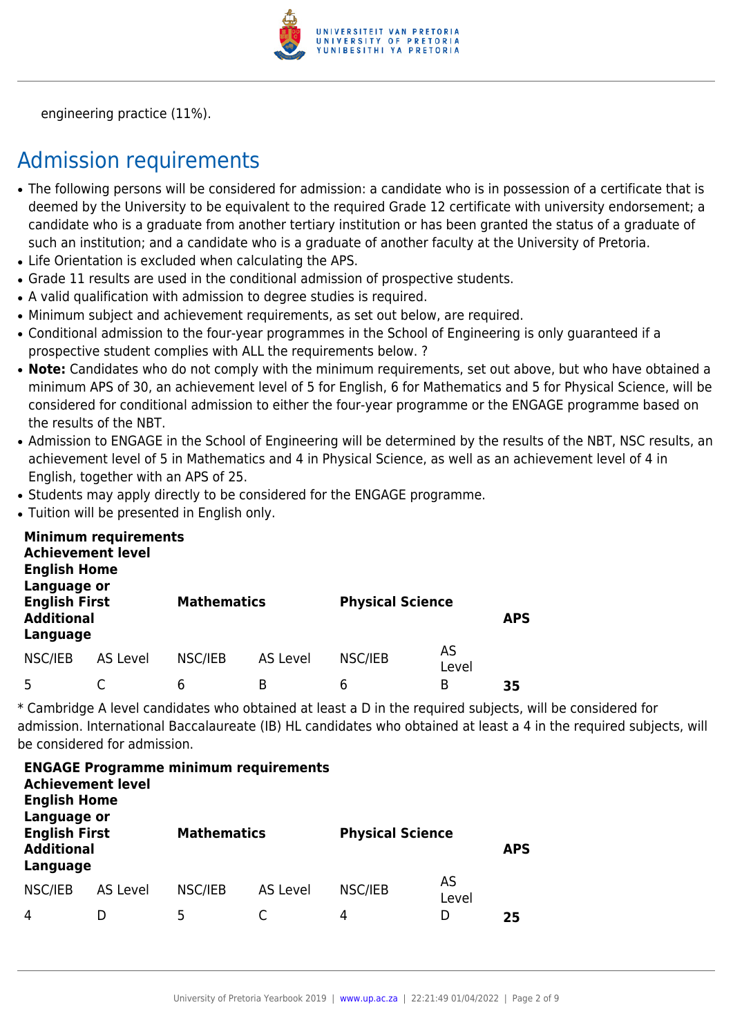engineering practice (11%).

## Admission requirements

- The following persons will be considered for admission: a candidate who is in possession of a certificate that is deemed by the University to be equivalent to the required Grade 12 certificate with university endorsement; a candidate who is a graduate from another tertiary institution or has been granted the status of a graduate of such an institution; and a candidate who is a graduate of another faculty at the University of Pretoria.
- Life Orientation is excluded when calculating the APS.
- Grade 11 results are used in the conditional admission of prospective students.
- A valid qualification with admission to degree studies is required.
- Minimum subject and achievement requirements, as set out below, are required.
- Conditional admission to the four-year programmes in the School of Engineering is only guaranteed if a prospective student complies with ALL the requirements below. ?
- **Note:** Candidates who do not comply with the minimum requirements, set out above, but who have obtained a minimum APS of 30, an achievement level of 5 for English, 6 for Mathematics and 5 for Physical Science, will be considered for conditional admission to either the four-year programme or the ENGAGE programme based on the results of the NBT.
- Admission to ENGAGE in the School of Engineering will be determined by the results of the NBT, NSC results, an achievement level of 5 in Mathematics and 4 in Physical Science, as well as an achievement level of 4 in English, together with an APS of 25.
- Students may apply directly to be considered for the ENGAGE programme.
- Tuition will be presented in English only.

**Minimum requirements**

| Achievement level English Home Language or English First Additional Language | | Mathematics | | Physical Science | | APS |
|---|---|---|---|---|---|---|
| NSC/IEB | AS Level | NSC/IEB | AS Level | NSC/IEB | AS Level | |
| 5 | C | 6 | B | 6 | B | **35** |

* Cambridge A level candidates who obtained at least a D in the required subjects, will be considered for admission. International Baccalaureate (IB) HL candidates who obtained at least a 4 in the required subjects, will be considered for admission.

**ENGAGE Programme minimum requirements**

| Achievement level English Home Language or English First Additional Language | | Mathematics | | Physical Science | | APS |
|---|---|---|---|---|---|---|
| NSC/IEB | AS Level | NSC/IEB | AS Level | NSC/IEB | AS Level | |
| 4 | D | 5 | C | 4 | D | **25** |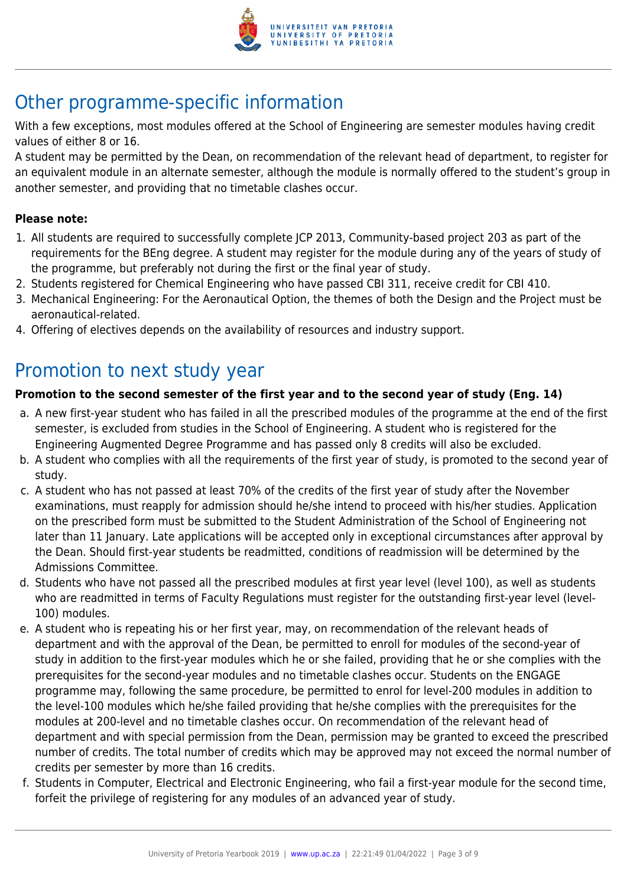## Other programme-specific information

With a few exceptions, most modules offered at the School of Engineering are semester modules having credit values of either 8 or 16.

A student may be permitted by the Dean, on recommendation of the relevant head of department, to register for an equivalent module in an alternate semester, although the module is normally offered to the student's group in another semester, and providing that no timetable clashes occur.

**Please note:**

1. All students are required to successfully complete JCP 2013, Community-based project 203 as part of the requirements for the BEng degree. A student may register for the module during any of the years of study of the programme, but preferably not during the first or the final year of study.
2. Students registered for Chemical Engineering who have passed CBI 311, receive credit for CBI 410.
3. Mechanical Engineering: For the Aeronautical Option, the themes of both the Design and the Project must be aeronautical-related.
4. Offering of electives depends on the availability of resources and industry support.

## Promotion to next study year

**Promotion to the second semester of the first year and to the second year of study (Eng. 14)**

a. A new first-year student who has failed in all the prescribed modules of the programme at the end of the first semester, is excluded from studies in the School of Engineering. A student who is registered for the Engineering Augmented Degree Programme and has passed only 8 credits will also be excluded.

b. A student who complies with all the requirements of the first year of study, is promoted to the second year of study.

c. A student who has not passed at least 70% of the credits of the first year of study after the November examinations, must reapply for admission should he/she intend to proceed with his/her studies. Application on the prescribed form must be submitted to the Student Administration of the School of Engineering not later than 11 January. Late applications will be accepted only in exceptional circumstances after approval by the Dean. Should first-year students be readmitted, conditions of readmission will be determined by the Admissions Committee.

d. Students who have not passed all the prescribed modules at first year level (level 100), as well as students who are readmitted in terms of Faculty Regulations must register for the outstanding first-year level (level-100) modules.

e. A student who is repeating his or her first year, may, on recommendation of the relevant heads of department and with the approval of the Dean, be permitted to enroll for modules of the second-year of study in addition to the first-year modules which he or she failed, providing that he or she complies with the prerequisites for the second-year modules and no timetable clashes occur. Students on the ENGAGE programme may, following the same procedure, be permitted to enrol for level-200 modules in addition to the level-100 modules which he/she failed providing that he/she complies with the prerequisites for the modules at 200-level and no timetable clashes occur. On recommendation of the relevant head of department and with special permission from the Dean, permission may be granted to exceed the prescribed number of credits. The total number of credits which may be approved may not exceed the normal number of credits per semester by more than 16 credits.

f. Students in Computer, Electrical and Electronic Engineering, who fail a first-year module for the second time, forfeit the privilege of registering for any modules of an advanced year of study.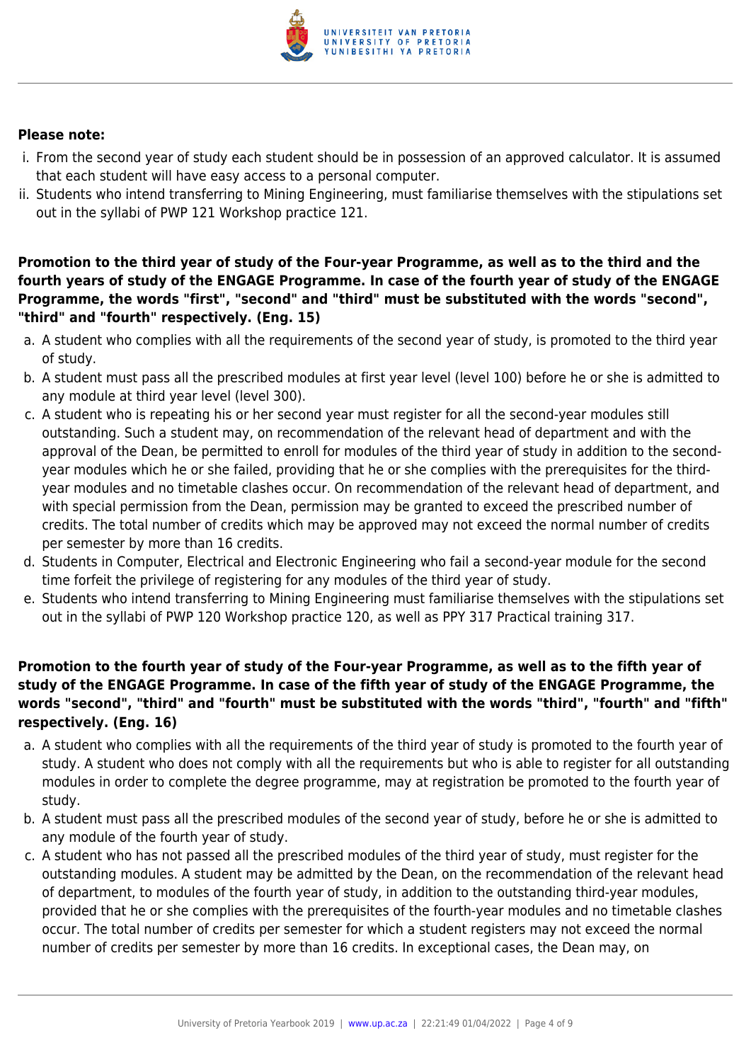**Please note:**

i. From the second year of study each student should be in possession of an approved calculator. It is assumed that each student will have easy access to a personal computer.
ii. Students who intend transferring to Mining Engineering, must familiarise themselves with the stipulations set out in the syllabi of PWP 121 Workshop practice 121.

**Promotion to the third year of study of the Four-year Programme, as well as to the third and the fourth years of study of the ENGAGE Programme. In case of the fourth year of study of the ENGAGE Programme, the words "first", "second" and "third" must be substituted with the words "second", "third" and "fourth" respectively. (Eng. 15)**

a. A student who complies with all the requirements of the second year of study, is promoted to the third year of study.
b. A student must pass all the prescribed modules at first year level (level 100) before he or she is admitted to any module at third year level (level 300).
c. A student who is repeating his or her second year must register for all the second-year modules still outstanding. Such a student may, on recommendation of the relevant head of department and with the approval of the Dean, be permitted to enroll for modules of the third year of study in addition to the second-year modules which he or she failed, providing that he or she complies with the prerequisites for the third-year modules and no timetable clashes occur. On recommendation of the relevant head of department, and with special permission from the Dean, permission may be granted to exceed the prescribed number of credits. The total number of credits which may be approved may not exceed the normal number of credits per semester by more than 16 credits.
d. Students in Computer, Electrical and Electronic Engineering who fail a second-year module for the second time forfeit the privilege of registering for any modules of the third year of study.
e. Students who intend transferring to Mining Engineering must familiarise themselves with the stipulations set out in the syllabi of PWP 120 Workshop practice 120, as well as PPY 317 Practical training 317.

**Promotion to the fourth year of study of the Four-year Programme, as well as to the fifth year of study of the ENGAGE Programme. In case of the fifth year of study of the ENGAGE Programme, the words "second", "third" and "fourth" must be substituted with the words "third", "fourth" and "fifth" respectively. (Eng. 16)**

a. A student who complies with all the requirements of the third year of study is promoted to the fourth year of study. A student who does not comply with all the requirements but who is able to register for all outstanding modules in order to complete the degree programme, may at registration be promoted to the fourth year of study.
b. A student must pass all the prescribed modules of the second year of study, before he or she is admitted to any module of the fourth year of study.
c. A student who has not passed all the prescribed modules of the third year of study, must register for the outstanding modules. A student may be admitted by the Dean, on the recommendation of the relevant head of department, to modules of the fourth year of study, in addition to the outstanding third-year modules, provided that he or she complies with the prerequisites of the fourth-year modules and no timetable clashes occur. The total number of credits per semester for which a student registers may not exceed the normal number of credits per semester by more than 16 credits. In exceptional cases, the Dean may, on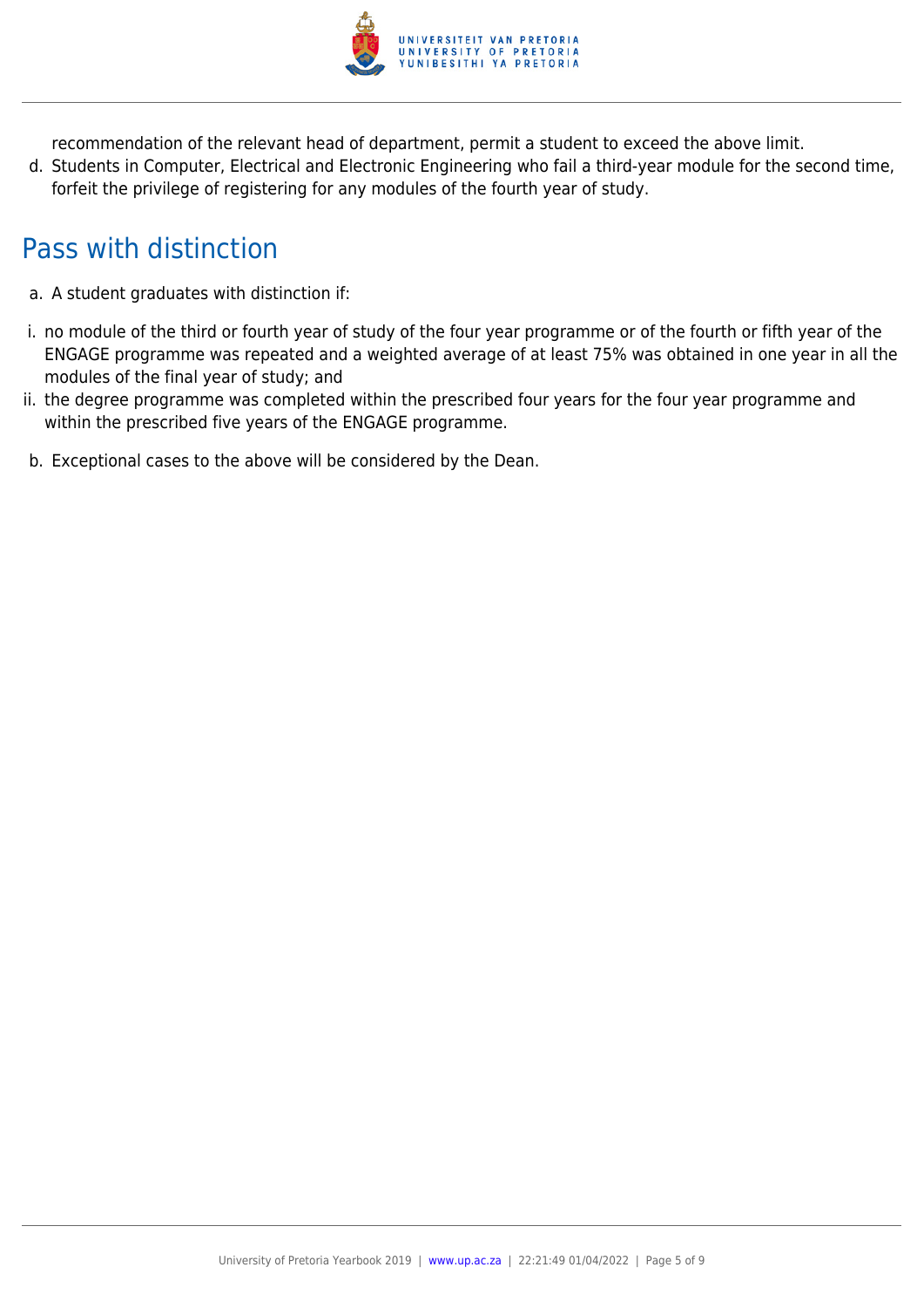recommendation of the relevant head of department, permit a student to exceed the above limit.

d. Students in Computer, Electrical and Electronic Engineering who fail a third-year module for the second time, forfeit the privilege of registering for any modules of the fourth year of study.

## Pass with distinction

a. A student graduates with distinction if:

i. no module of the third or fourth year of study of the four year programme or of the fourth or fifth year of the ENGAGE programme was repeated and a weighted average of at least 75% was obtained in one year in all the modules of the final year of study; and

ii. the degree programme was completed within the prescribed four years for the four year programme and within the prescribed five years of the ENGAGE programme.

b. Exceptional cases to the above will be considered by the Dean.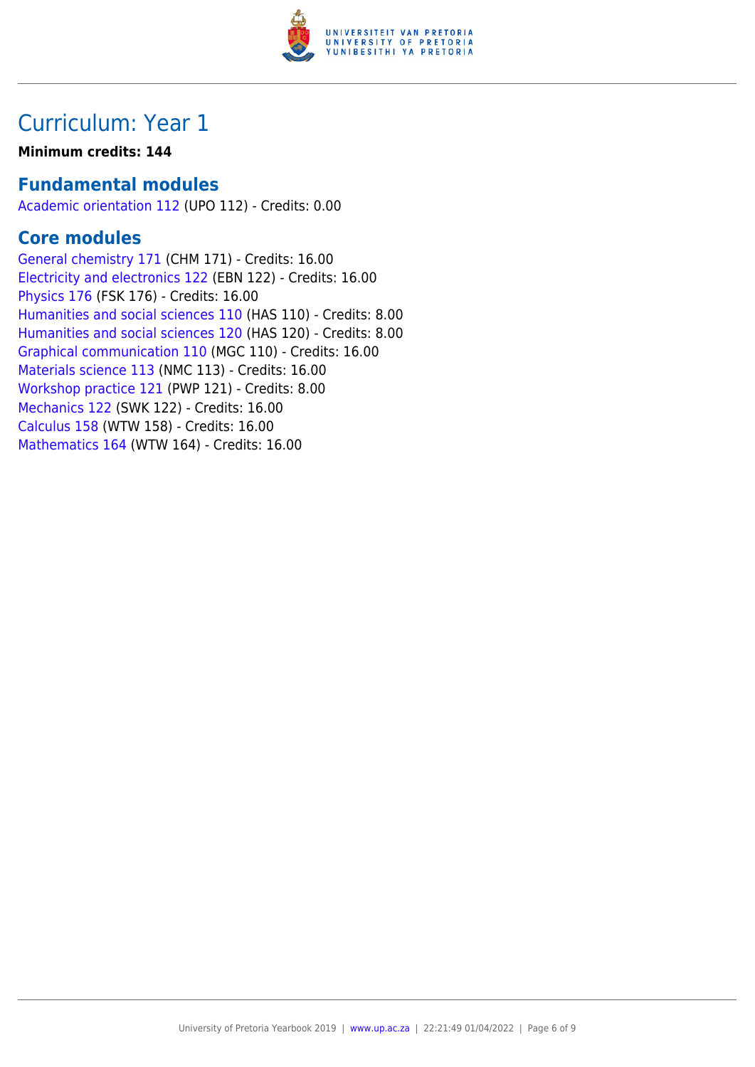# Curriculum: Year 1

**Minimum credits: 144**

## Fundamental modules

Academic orientation 112 (UPO 112) - Credits: 0.00

## Core modules

General chemistry 171 (CHM 171) - Credits: 16.00
Electricity and electronics 122 (EBN 122) - Credits: 16.00
Physics 176 (FSK 176) - Credits: 16.00
Humanities and social sciences 110 (HAS 110) - Credits: 8.00
Humanities and social sciences 120 (HAS 120) - Credits: 8.00
Graphical communication 110 (MGC 110) - Credits: 16.00
Materials science 113 (NMC 113) - Credits: 16.00
Workshop practice 121 (PWP 121) - Credits: 8.00
Mechanics 122 (SWK 122) - Credits: 16.00
Calculus 158 (WTW 158) - Credits: 16.00
Mathematics 164 (WTW 164) - Credits: 16.00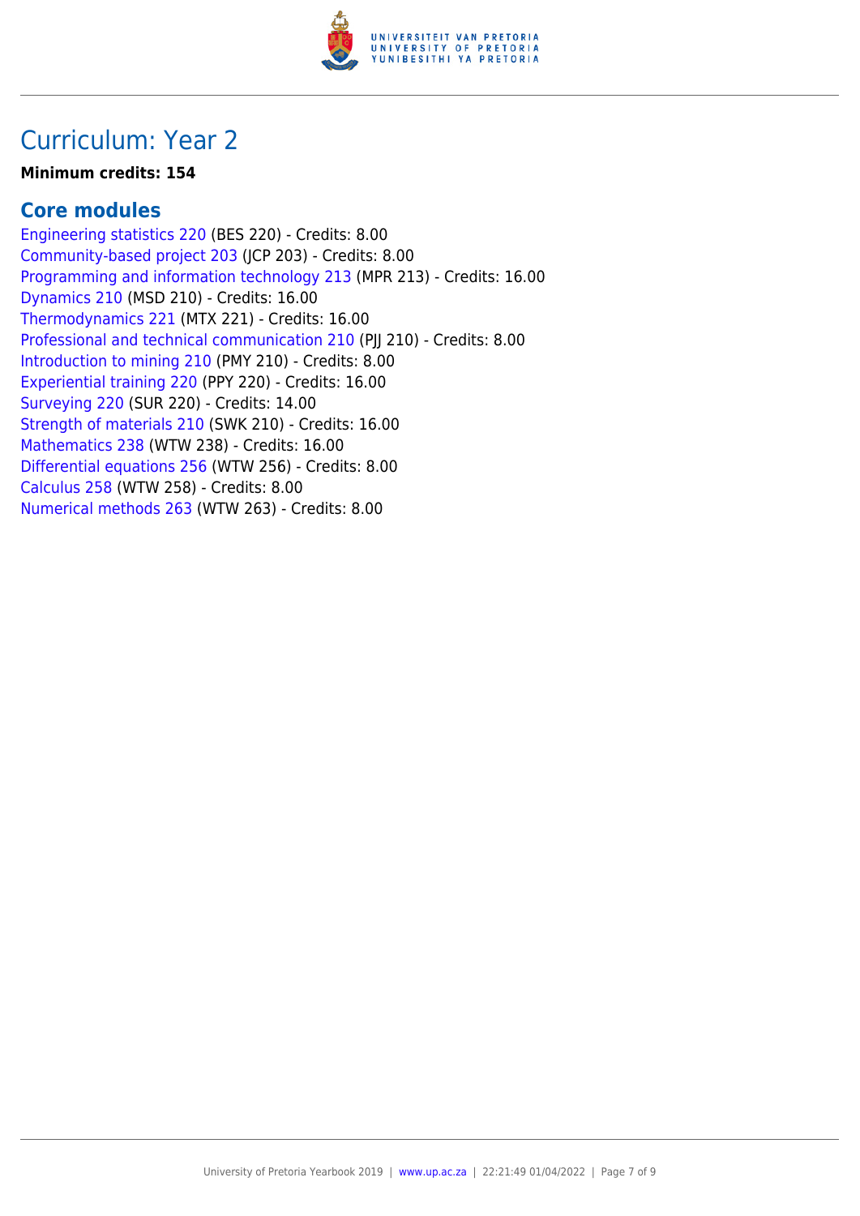# Curriculum: Year 2

**Minimum credits: 154**

## Core modules

Engineering statistics 220 (BES 220) - Credits: 8.00
Community-based project 203 (JCP 203) - Credits: 8.00
Programming and information technology 213 (MPR 213) - Credits: 16.00
Dynamics 210 (MSD 210) - Credits: 16.00
Thermodynamics 221 (MTX 221) - Credits: 16.00
Professional and technical communication 210 (PJJ 210) - Credits: 8.00
Introduction to mining 210 (PMY 210) - Credits: 8.00
Experiential training 220 (PPY 220) - Credits: 16.00
Surveying 220 (SUR 220) - Credits: 14.00
Strength of materials 210 (SWK 210) - Credits: 16.00
Mathematics 238 (WTW 238) - Credits: 16.00
Differential equations 256 (WTW 256) - Credits: 8.00
Calculus 258 (WTW 258) - Credits: 8.00
Numerical methods 263 (WTW 263) - Credits: 8.00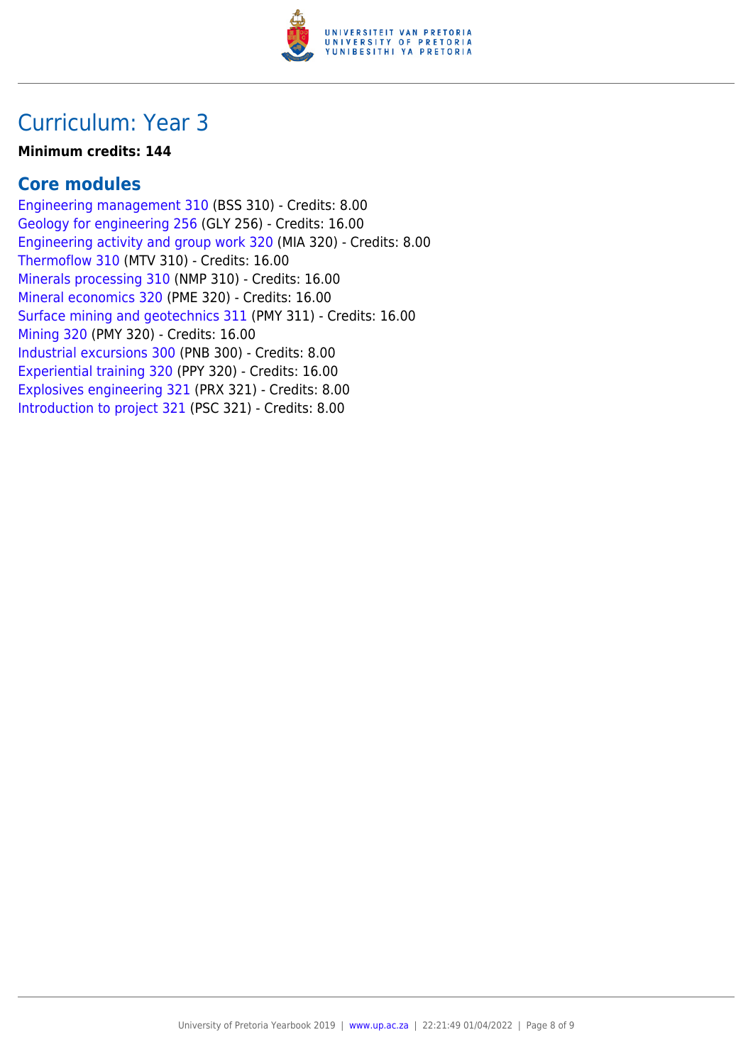# Curriculum: Year 3

**Minimum credits: 144**

## Core modules

Engineering management 310 (BSS 310) - Credits: 8.00
Geology for engineering 256 (GLY 256) - Credits: 16.00
Engineering activity and group work 320 (MIA 320) - Credits: 8.00
Thermoflow 310 (MTV 310) - Credits: 16.00
Minerals processing 310 (NMP 310) - Credits: 16.00
Mineral economics 320 (PME 320) - Credits: 16.00
Surface mining and geotechnics 311 (PMY 311) - Credits: 16.00
Mining 320 (PMY 320) - Credits: 16.00
Industrial excursions 300 (PNB 300) - Credits: 8.00
Experiential training 320 (PPY 320) - Credits: 16.00
Explosives engineering 321 (PRX 321) - Credits: 8.00
Introduction to project 321 (PSC 321) - Credits: 8.00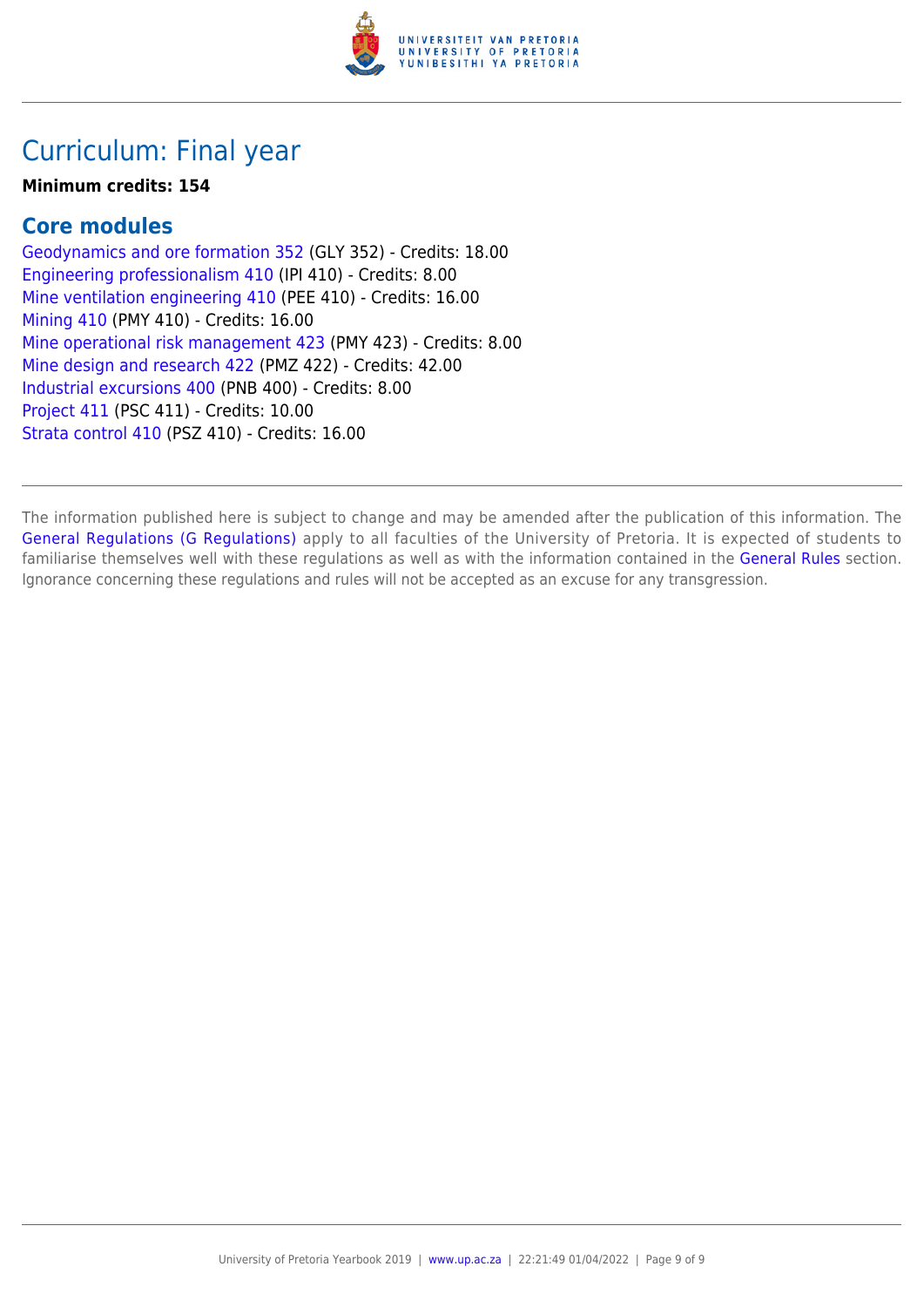## Curriculum: Final year

**Minimum credits: 154**

### Core modules

Geodynamics and ore formation 352 (GLY 352) - Credits: 18.00
Engineering professionalism 410 (IPI 410) - Credits: 8.00
Mine ventilation engineering 410 (PEE 410) - Credits: 16.00
Mining 410 (PMY 410) - Credits: 16.00
Mine operational risk management 423 (PMY 423) - Credits: 8.00
Mine design and research 422 (PMZ 422) - Credits: 42.00
Industrial excursions 400 (PNB 400) - Credits: 8.00
Project 411 (PSC 411) - Credits: 10.00
Strata control 410 (PSZ 410) - Credits: 16.00

---

The information published here is subject to change and may be amended after the publication of this information. The General Regulations (G Regulations) apply to all faculties of the University of Pretoria. It is expected of students to familiarise themselves well with these regulations as well as with the information contained in the General Rules section. Ignorance concerning these regulations and rules will not be accepted as an excuse for any transgression.